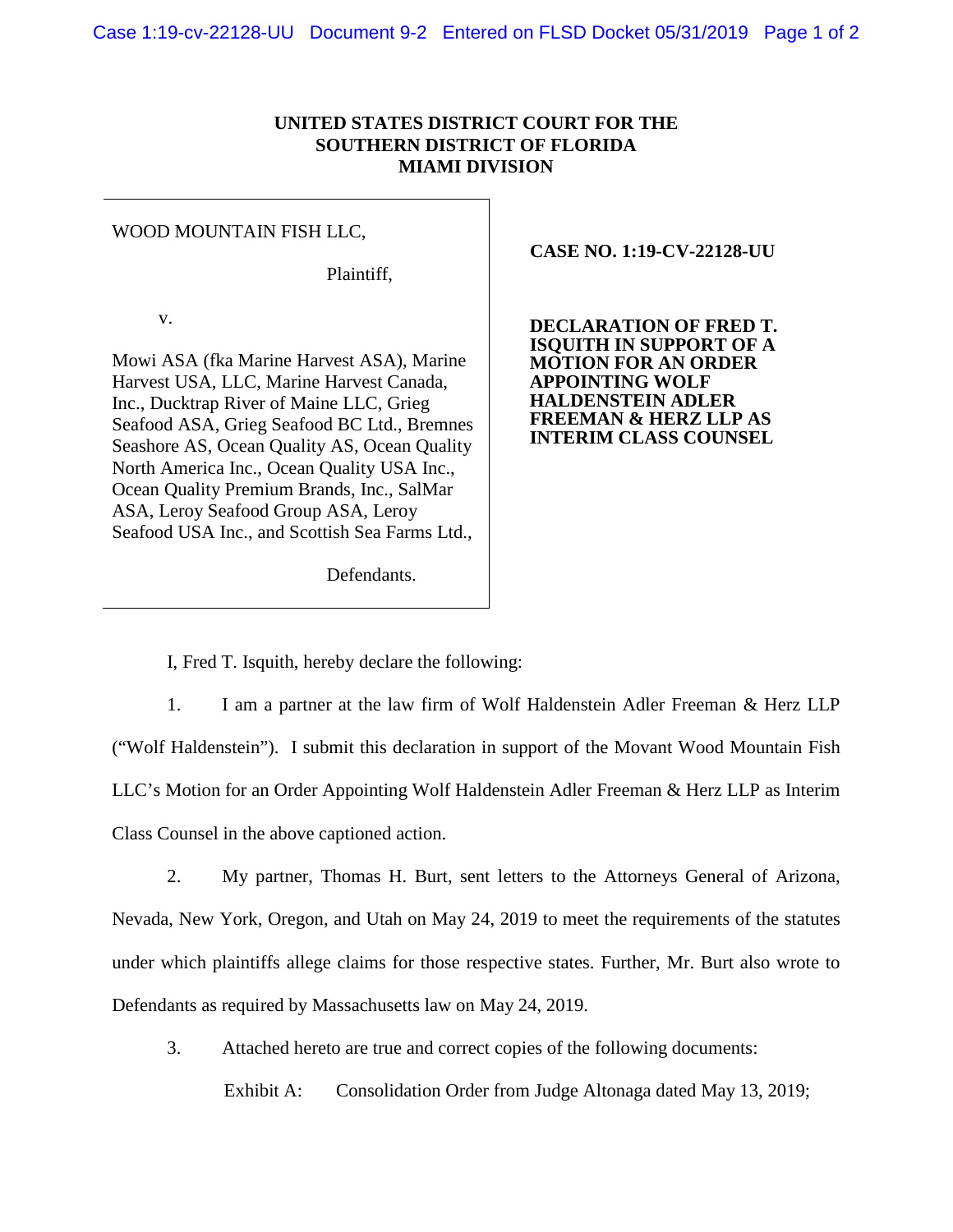# UNITED STATES DISTRICT COURT FOR THE SOUTHERN DISTRICT OF FLORIDA MIAMI DIVISION

WOOD MOUNTAIN FISH LLC,

Plaintiff,

v.

Mowi ASA (fka Marine Harvest ASA), Marine Harvest USA, LLC, Marine Harvest Canada, Inc., Ducktrap River of Maine LLC, Grieg Seafood ASA, Grieg Seafood BC Ltd., Bremnes Seashore AS, Ocean Quality AS, Ocean Quality North America Inc., Ocean Quality USA Inc., Ocean Quality Premium Brands, Inc., SalMar ASA, Leroy Seafood Group ASA, Leroy Seafood USA Inc., and Scottish Sea Farms Ltd.,

Defendants.

**CASE NO. 1:19-CV-22128-UU**

**DECLARATION OF FRED T. ISQUITH IN SUPPORT OF A MOTION FOR AN ORDER APPOINTING WOLF HALDENSTEIN ADLER FREEMAN & HERZ LLP AS INTERIM CLASS COUNSEL**

I, Fred T. Isquith, hereby declare the following:

1. I am a partner at the law firm of Wolf Haldenstein Adler Freeman & Herz LLP ("Wolf Haldenstein"). I submit this declaration in support of the Movant Wood Mountain Fish LLC's Motion for an Order Appointing Wolf Haldenstein Adler Freeman & Herz LLP as Interim Class Counsel in the above captioned action.

2. My partner, Thomas H. Burt, sent letters to the Attorneys General of Arizona, Nevada, New York, Oregon, and Utah on May 24, 2019 to meet the requirements of the statutes under which plaintiffs allege claims for those respective states. Further, Mr. Burt also wrote to Defendants as required by Massachusetts law on May 24, 2019.

3. Attached hereto are true and correct copies of the following documents:

Exhibit A: Consolidation Order from Judge Altonaga dated May 13, 2019;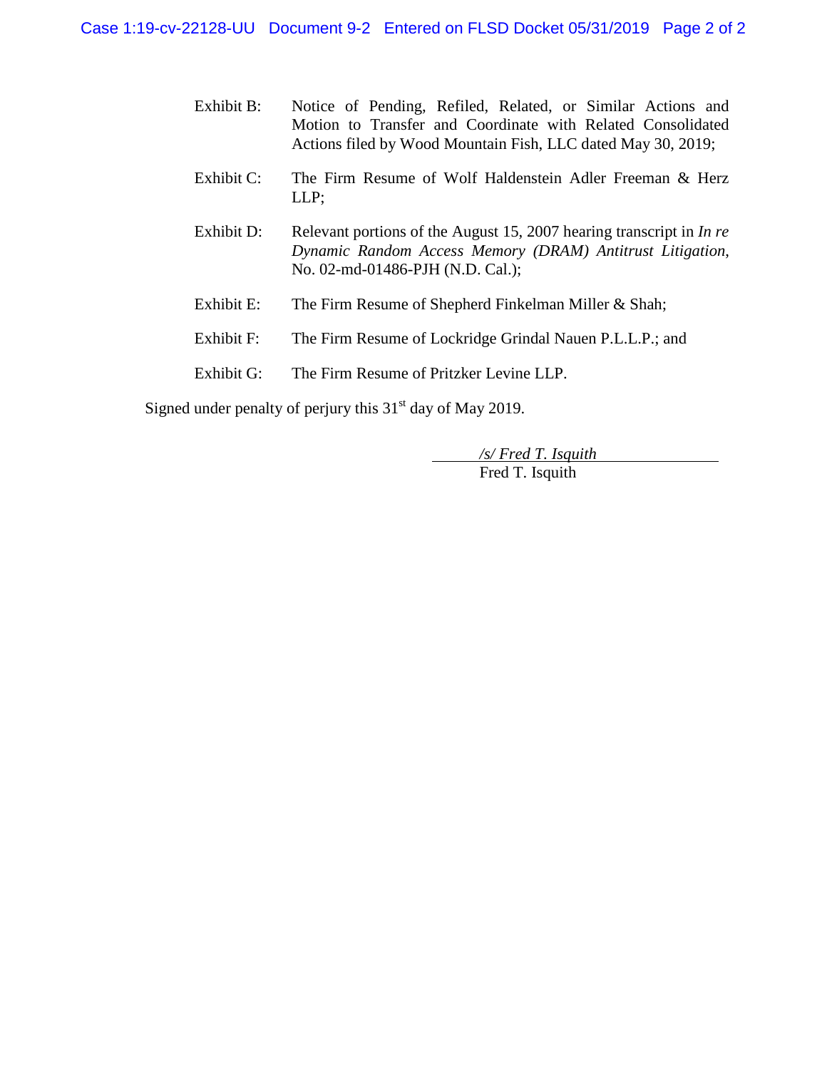Exhibit B: Notice of Pending, Refiled, Related, or Similar Actions and Motion to Transfer and Coordinate with Related Consolidated Actions filed by Wood Mountain Fish, LLC dated May 30, 2019;

Exhibit C: The Firm Resume of Wolf Haldenstein Adler Freeman & Herz LLP;

Exhibit D: Relevant portions of the August 15, 2007 hearing transcript in *In re Dynamic Random Access Memory (DRAM) Antitrust Litigation*, No. 02-md-01486-PJH (N.D. Cal.);

Exhibit E: The Firm Resume of Shepherd Finkelman Miller & Shah;

Exhibit F: The Firm Resume of Lockridge Grindal Nauen P.L.L.P.; and

Exhibit G: The Firm Resume of Pritzker Levine LLP.

Signed under penalty of perjury this 31st day of May 2019.

*/s/ Fred T. Isquith*
Fred T. Isquith